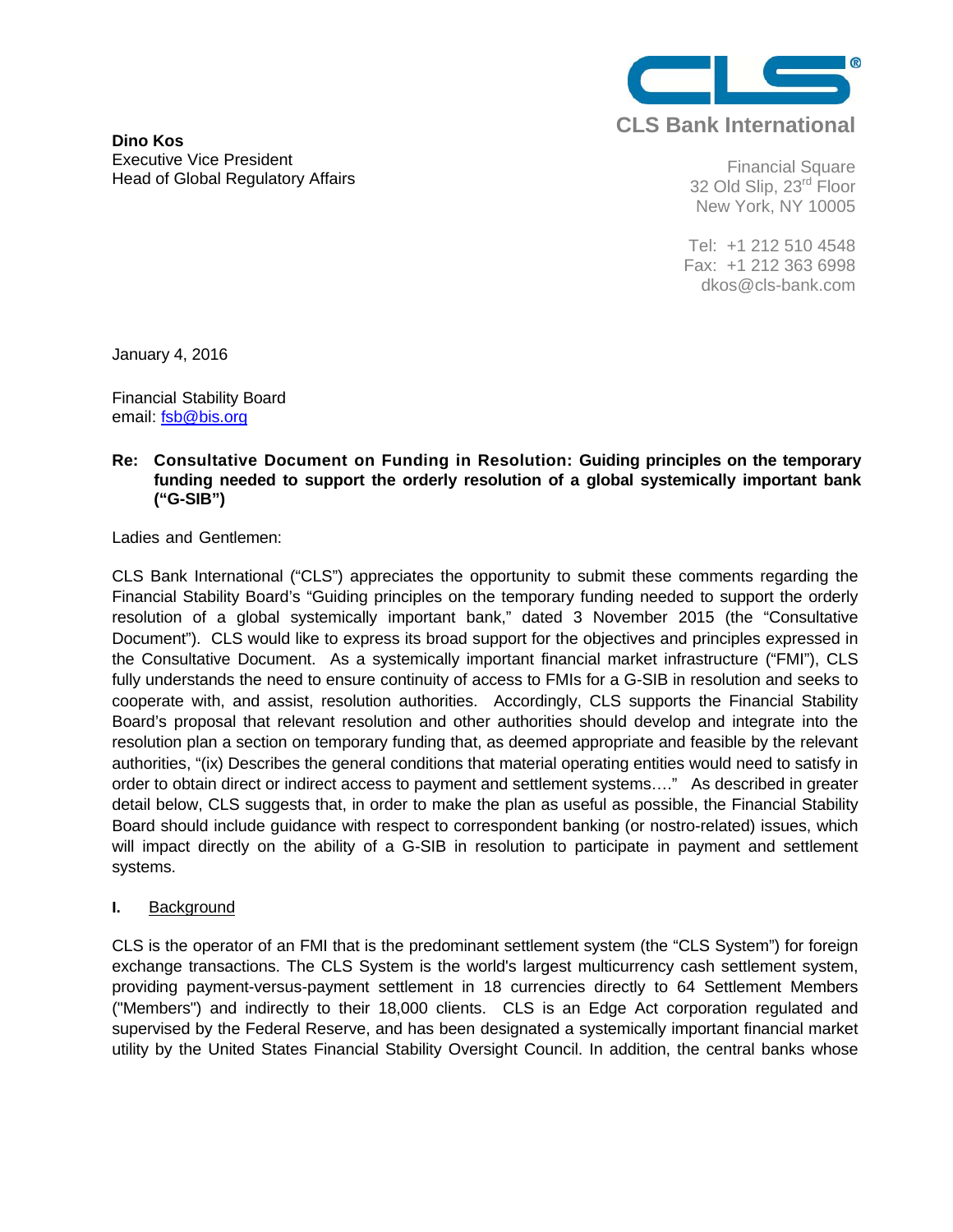**CLS Bank International**

**Dino Kos**
Executive Vice President
Head of Global Regulatory Affairs

Financial Square
32 Old Slip, 23rd Floor
New York, NY 10005

Tel: +1 212 510 4548
Fax: +1 212 363 6998
dkos@cls-bank.com

January 4, 2016

Financial Stability Board
email: fsb@bis.org

**Re: Consultative Document on Funding in Resolution: Guiding principles on the temporary funding needed to support the orderly resolution of a global systemically important bank ("G-SIB")**

Ladies and Gentlemen:

CLS Bank International ("CLS") appreciates the opportunity to submit these comments regarding the Financial Stability Board's "Guiding principles on the temporary funding needed to support the orderly resolution of a global systemically important bank," dated 3 November 2015 (the "Consultative Document"). CLS would like to express its broad support for the objectives and principles expressed in the Consultative Document. As a systemically important financial market infrastructure ("FMI"), CLS fully understands the need to ensure continuity of access to FMIs for a G-SIB in resolution and seeks to cooperate with, and assist, resolution authorities. Accordingly, CLS supports the Financial Stability Board's proposal that relevant resolution and other authorities should develop and integrate into the resolution plan a section on temporary funding that, as deemed appropriate and feasible by the relevant authorities, "(ix) Describes the general conditions that material operating entities would need to satisfy in order to obtain direct or indirect access to payment and settlement systems…." As described in greater detail below, CLS suggests that, in order to make the plan as useful as possible, the Financial Stability Board should include guidance with respect to correspondent banking (or nostro-related) issues, which will impact directly on the ability of a G-SIB in resolution to participate in payment and settlement systems.

**I.** Background

CLS is the operator of an FMI that is the predominant settlement system (the "CLS System") for foreign exchange transactions. The CLS System is the world's largest multicurrency cash settlement system, providing payment-versus-payment settlement in 18 currencies directly to 64 Settlement Members ("Members") and indirectly to their 18,000 clients. CLS is an Edge Act corporation regulated and supervised by the Federal Reserve, and has been designated a systemically important financial market utility by the United States Financial Stability Oversight Council. In addition, the central banks whose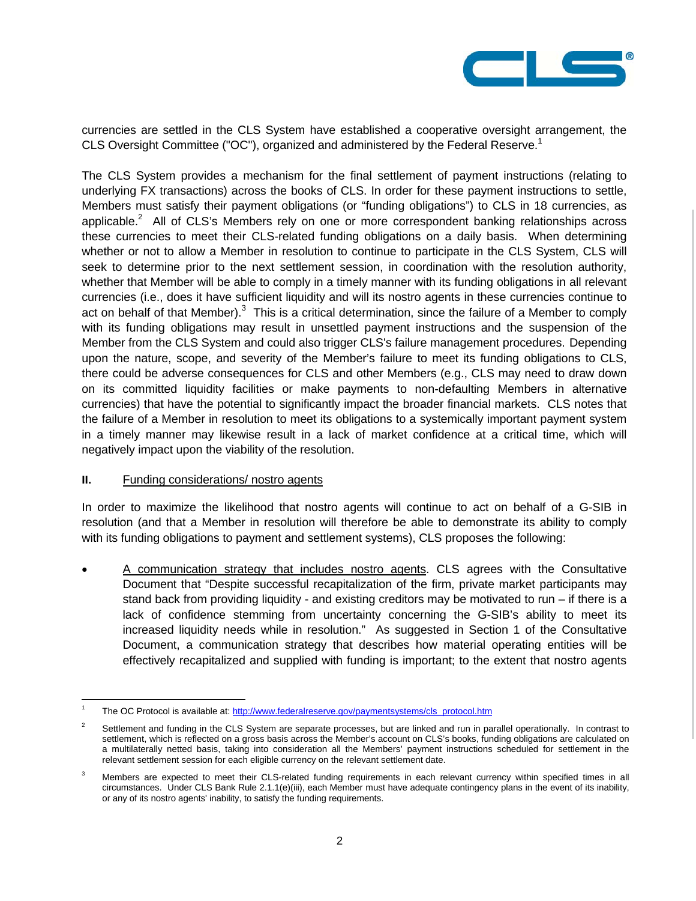currencies are settled in the CLS System have established a cooperative oversight arrangement, the CLS Oversight Committee ("OC"), organized and administered by the Federal Reserve.[1]

The CLS System provides a mechanism for the final settlement of payment instructions (relating to underlying FX transactions) across the books of CLS. In order for these payment instructions to settle, Members must satisfy their payment obligations (or "funding obligations") to CLS in 18 currencies, as applicable.[2] All of CLS's Members rely on one or more correspondent banking relationships across these currencies to meet their CLS-related funding obligations on a daily basis. When determining whether or not to allow a Member in resolution to continue to participate in the CLS System, CLS will seek to determine prior to the next settlement session, in coordination with the resolution authority, whether that Member will be able to comply in a timely manner with its funding obligations in all relevant currencies (i.e., does it have sufficient liquidity and will its nostro agents in these currencies continue to act on behalf of that Member).[3] This is a critical determination, since the failure of a Member to comply with its funding obligations may result in unsettled payment instructions and the suspension of the Member from the CLS System and could also trigger CLS's failure management procedures. Depending upon the nature, scope, and severity of the Member's failure to meet its funding obligations to CLS, there could be adverse consequences for CLS and other Members (e.g., CLS may need to draw down on its committed liquidity facilities or make payments to non-defaulting Members in alternative currencies) that have the potential to significantly impact the broader financial markets. CLS notes that the failure of a Member in resolution to meet its obligations to a systemically important payment system in a timely manner may likewise result in a lack of market confidence at a critical time, which will negatively impact upon the viability of the resolution.

## II. Funding considerations/ nostro agents

In order to maximize the likelihood that nostro agents will continue to act on behalf of a G-SIB in resolution (and that a Member in resolution will therefore be able to demonstrate its ability to comply with its funding obligations to payment and settlement systems), CLS proposes the following:

- A communication strategy that includes nostro agents. CLS agrees with the Consultative Document that "Despite successful recapitalization of the firm, private market participants may stand back from providing liquidity - and existing creditors may be motivated to run – if there is a lack of confidence stemming from uncertainty concerning the G-SIB's ability to meet its increased liquidity needs while in resolution." As suggested in Section 1 of the Consultative Document, a communication strategy that describes how material operating entities will be effectively recapitalized and supplied with funding is important; to the extent that nostro agents

---

[1] The OC Protocol is available at: http://www.federalreserve.gov/paymentsystems/cls_protocol.htm

[2] Settlement and funding in the CLS System are separate processes, but are linked and run in parallel operationally. In contrast to settlement, which is reflected on a gross basis across the Member's account on CLS's books, funding obligations are calculated on a multilaterally netted basis, taking into consideration all the Members' payment instructions scheduled for settlement in the relevant settlement session for each eligible currency on the relevant settlement date.

[3] Members are expected to meet their CLS-related funding requirements in each relevant currency within specified times in all circumstances. Under CLS Bank Rule 2.1.1(e)(iii), each Member must have adequate contingency plans in the event of its inability, or any of its nostro agents' inability, to satisfy the funding requirements.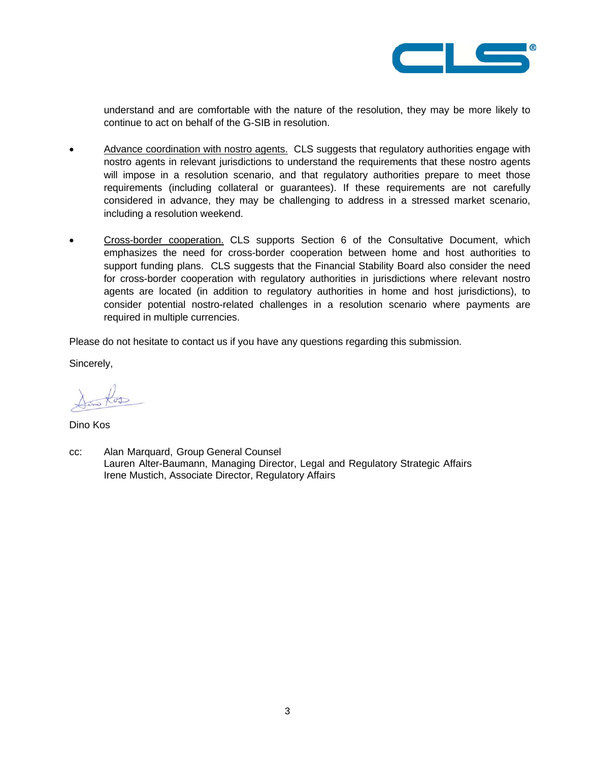understand and are comfortable with the nature of the resolution, they may be more likely to continue to act on behalf of the G-SIB in resolution.

- Advance coordination with nostro agents. CLS suggests that regulatory authorities engage with nostro agents in relevant jurisdictions to understand the requirements that these nostro agents will impose in a resolution scenario, and that regulatory authorities prepare to meet those requirements (including collateral or guarantees). If these requirements are not carefully considered in advance, they may be challenging to address in a stressed market scenario, including a resolution weekend.

- Cross-border cooperation. CLS supports Section 6 of the Consultative Document, which emphasizes the need for cross-border cooperation between home and host authorities to support funding plans. CLS suggests that the Financial Stability Board also consider the need for cross-border cooperation with regulatory authorities in jurisdictions where relevant nostro agents are located (in addition to regulatory authorities in home and host jurisdictions), to consider potential nostro-related challenges in a resolution scenario where payments are required in multiple currencies.

Please do not hesitate to contact us if you have any questions regarding this submission.

Sincerely,

Dino Kos

cc: Alan Marquard, Group General Counsel
Lauren Alter-Baumann, Managing Director, Legal and Regulatory Strategic Affairs
Irene Mustich, Associate Director, Regulatory Affairs